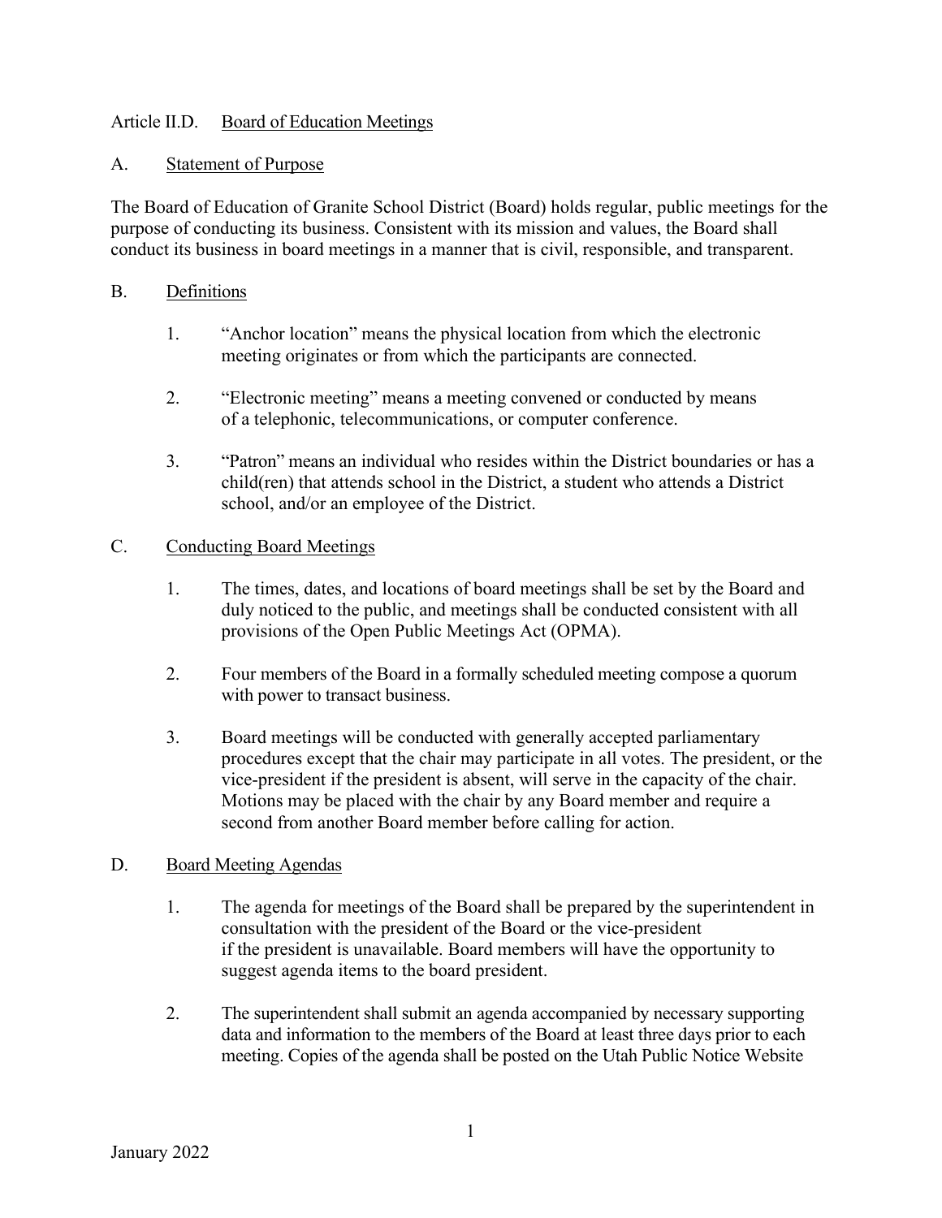# Article II.D. Board of Education Meetings

## A. Statement of Purpose

The Board of Education of Granite School District (Board) holds regular, public meetings for the purpose of conducting its business. Consistent with its mission and values, the Board shall conduct its business in board meetings in a manner that is civil, responsible, and transparent.

## B. Definitions

1. "Anchor location" means the physical location from which the electronic meeting originates or from which the participants are connected.

2. "Electronic meeting" means a meeting convened or conducted by means of a telephonic, telecommunications, or computer conference.

3. "Patron" means an individual who resides within the District boundaries or has a child(ren) that attends school in the District, a student who attends a District school, and/or an employee of the District.

## C. Conducting Board Meetings

1. The times, dates, and locations of board meetings shall be set by the Board and duly noticed to the public, and meetings shall be conducted consistent with all provisions of the Open Public Meetings Act (OPMA).

2. Four members of the Board in a formally scheduled meeting compose a quorum with power to transact business.

3. Board meetings will be conducted with generally accepted parliamentary procedures except that the chair may participate in all votes. The president, or the vice-president if the president is absent, will serve in the capacity of the chair. Motions may be placed with the chair by any Board member and require a second from another Board member before calling for action.

## D. Board Meeting Agendas

1. The agenda for meetings of the Board shall be prepared by the superintendent in consultation with the president of the Board or the vice-president if the president is unavailable. Board members will have the opportunity to suggest agenda items to the board president.

2. The superintendent shall submit an agenda accompanied by necessary supporting data and information to the members of the Board at least three days prior to each meeting. Copies of the agenda shall be posted on the Utah Public Notice Website

January 2022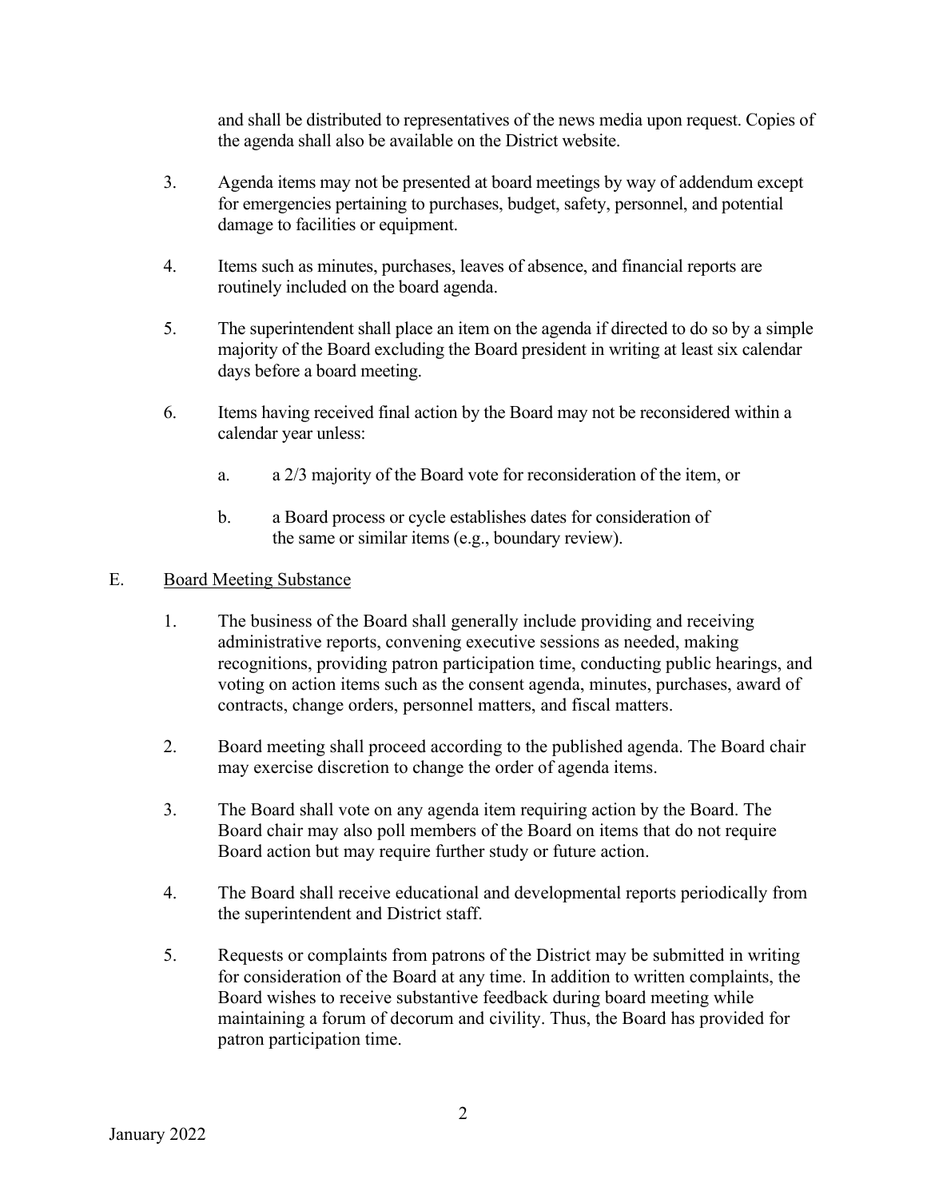and shall be distributed to representatives of the news media upon request. Copies of the agenda shall also be available on the District website.

3. Agenda items may not be presented at board meetings by way of addendum except for emergencies pertaining to purchases, budget, safety, personnel, and potential damage to facilities or equipment.

4. Items such as minutes, purchases, leaves of absence, and financial reports are routinely included on the board agenda.

5. The superintendent shall place an item on the agenda if directed to do so by a simple majority of the Board excluding the Board president in writing at least six calendar days before a board meeting.

6. Items having received final action by the Board may not be reconsidered within a calendar year unless:

   a. a 2/3 majority of the Board vote for reconsideration of the item, or

   b. a Board process or cycle establishes dates for consideration of the same or similar items (e.g., boundary review).

E. Board Meeting Substance

1. The business of the Board shall generally include providing and receiving administrative reports, convening executive sessions as needed, making recognitions, providing patron participation time, conducting public hearings, and voting on action items such as the consent agenda, minutes, purchases, award of contracts, change orders, personnel matters, and fiscal matters.

2. Board meeting shall proceed according to the published agenda. The Board chair may exercise discretion to change the order of agenda items.

3. The Board shall vote on any agenda item requiring action by the Board. The Board chair may also poll members of the Board on items that do not require Board action but may require further study or future action.

4. The Board shall receive educational and developmental reports periodically from the superintendent and District staff.

5. Requests or complaints from patrons of the District may be submitted in writing for consideration of the Board at any time. In addition to written complaints, the Board wishes to receive substantive feedback during board meeting while maintaining a forum of decorum and civility. Thus, the Board has provided for patron participation time.

January 2022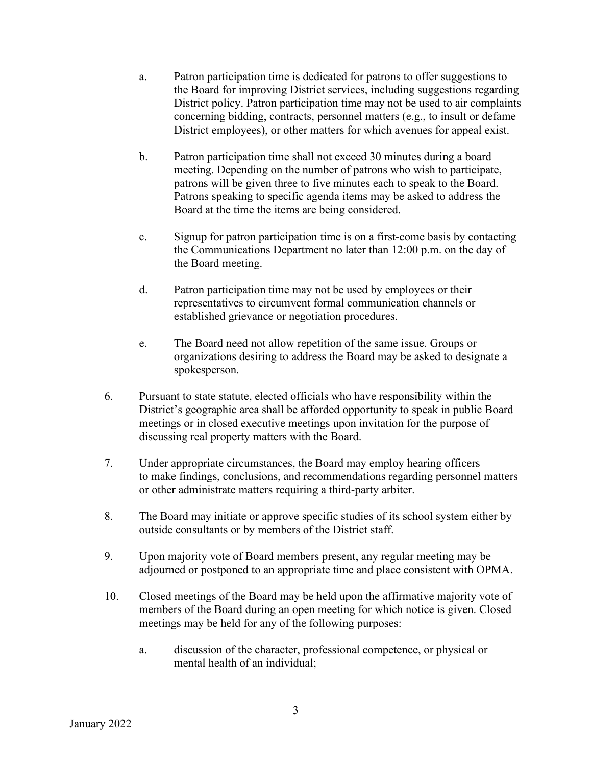a. Patron participation time is dedicated for patrons to offer suggestions to the Board for improving District services, including suggestions regarding District policy. Patron participation time may not be used to air complaints concerning bidding, contracts, personnel matters (e.g., to insult or defame District employees), or other matters for which avenues for appeal exist.

b. Patron participation time shall not exceed 30 minutes during a board meeting. Depending on the number of patrons who wish to participate, patrons will be given three to five minutes each to speak to the Board. Patrons speaking to specific agenda items may be asked to address the Board at the time the items are being considered.

c. Signup for patron participation time is on a first-come basis by contacting the Communications Department no later than 12:00 p.m. on the day of the Board meeting.

d. Patron participation time may not be used by employees or their representatives to circumvent formal communication channels or established grievance or negotiation procedures.

e. The Board need not allow repetition of the same issue. Groups or organizations desiring to address the Board may be asked to designate a spokesperson.

6. Pursuant to state statute, elected officials who have responsibility within the District's geographic area shall be afforded opportunity to speak in public Board meetings or in closed executive meetings upon invitation for the purpose of discussing real property matters with the Board.

7. Under appropriate circumstances, the Board may employ hearing officers to make findings, conclusions, and recommendations regarding personnel matters or other administrate matters requiring a third-party arbiter.

8. The Board may initiate or approve specific studies of its school system either by outside consultants or by members of the District staff.

9. Upon majority vote of Board members present, any regular meeting may be adjourned or postponed to an appropriate time and place consistent with OPMA.

10. Closed meetings of the Board may be held upon the affirmative majority vote of members of the Board during an open meeting for which notice is given. Closed meetings may be held for any of the following purposes:

    a. discussion of the character, professional competence, or physical or mental health of an individual;

January 2022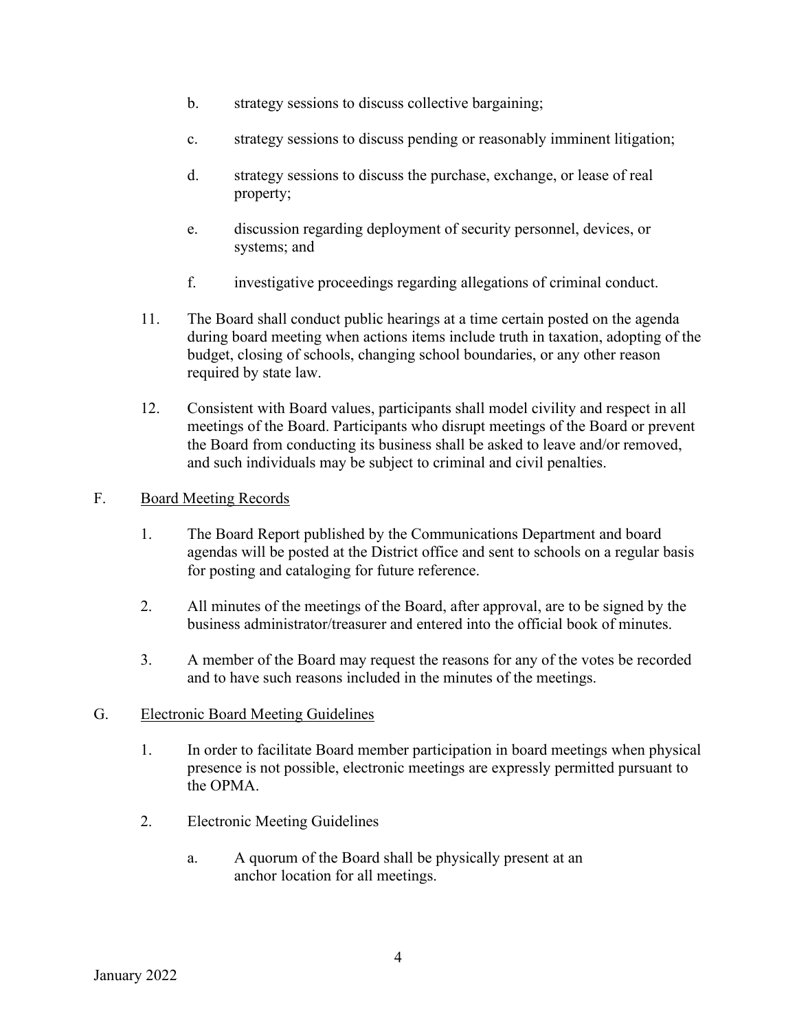b. strategy sessions to discuss collective bargaining;

c. strategy sessions to discuss pending or reasonably imminent litigation;

d. strategy sessions to discuss the purchase, exchange, or lease of real property;

e. discussion regarding deployment of security personnel, devices, or systems; and

f. investigative proceedings regarding allegations of criminal conduct.

11. The Board shall conduct public hearings at a time certain posted on the agenda during board meeting when actions items include truth in taxation, adopting of the budget, closing of schools, changing school boundaries, or any other reason required by state law.

12. Consistent with Board values, participants shall model civility and respect in all meetings of the Board. Participants who disrupt meetings of the Board or prevent the Board from conducting its business shall be asked to leave and/or removed, and such individuals may be subject to criminal and civil penalties.

F. <u>Board Meeting Records</u>

1. The Board Report published by the Communications Department and board agendas will be posted at the District office and sent to schools on a regular basis for posting and cataloging for future reference.

2. All minutes of the meetings of the Board, after approval, are to be signed by the business administrator/treasurer and entered into the official book of minutes.

3. A member of the Board may request the reasons for any of the votes be recorded and to have such reasons included in the minutes of the meetings.

G. <u>Electronic Board Meeting Guidelines</u>

1. In order to facilitate Board member participation in board meetings when physical presence is not possible, electronic meetings are expressly permitted pursuant to the OPMA.

2. Electronic Meeting Guidelines

a. A quorum of the Board shall be physically present at an anchor location for all meetings.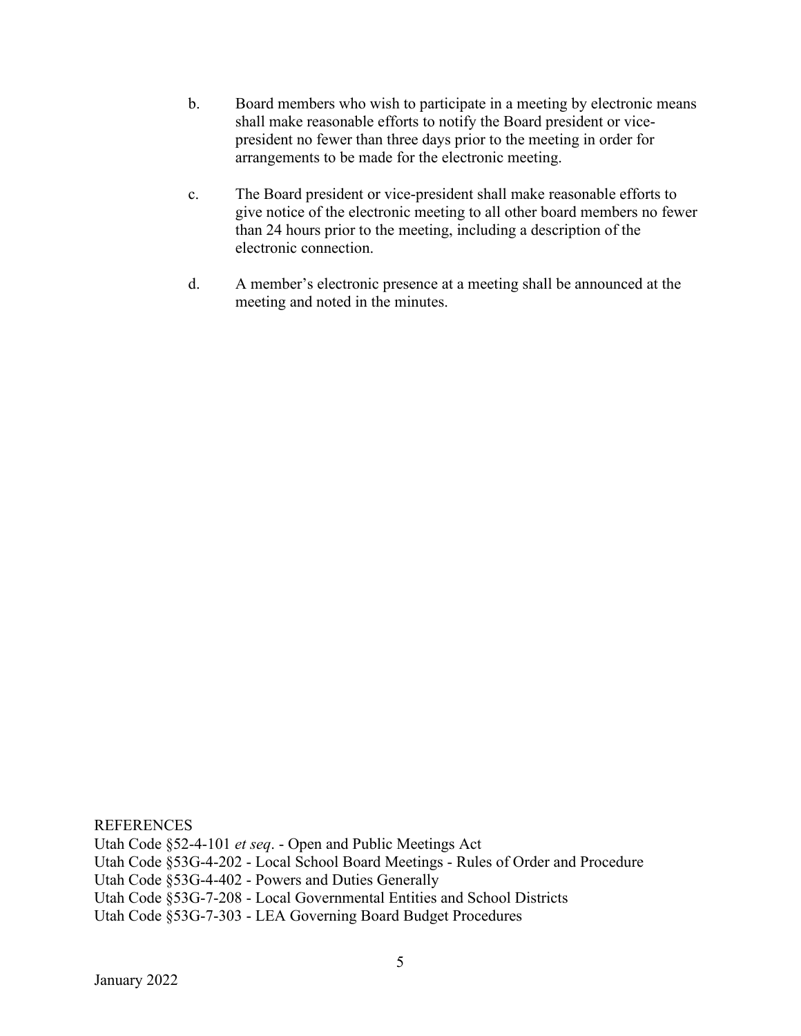b. Board members who wish to participate in a meeting by electronic means shall make reasonable efforts to notify the Board president or vice-president no fewer than three days prior to the meeting in order for arrangements to be made for the electronic meeting.

c. The Board president or vice-president shall make reasonable efforts to give notice of the electronic meeting to all other board members no fewer than 24 hours prior to the meeting, including a description of the electronic connection.

d. A member's electronic presence at a meeting shall be announced at the meeting and noted in the minutes.

REFERENCES

Utah Code §52-4-101 *et seq*. - Open and Public Meetings Act
Utah Code §53G-4-202 - Local School Board Meetings - Rules of Order and Procedure
Utah Code §53G-4-402 - Powers and Duties Generally
Utah Code §53G-7-208 - Local Governmental Entities and School Districts
Utah Code §53G-7-303 - LEA Governing Board Budget Procedures

January 2022